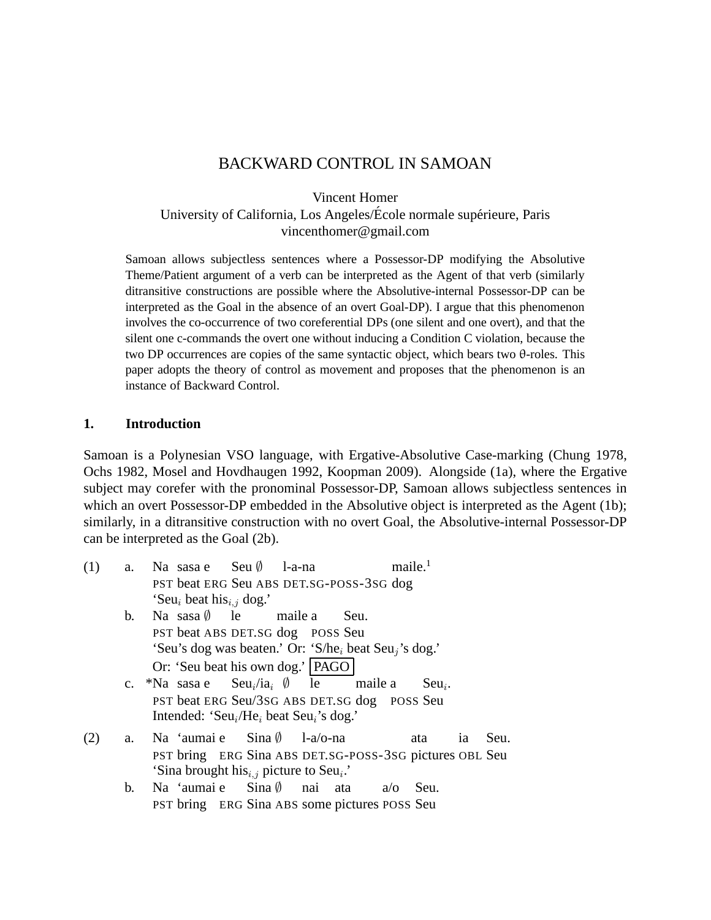# BACKWARD CONTROL IN SAMOAN

Vincent Homer
University of California, Los Angeles/École normale supérieure, Paris
vincenthomer@gmail.com

Samoan allows subjectless sentences where a Possessor-DP modifying the Absolutive Theme/Patient argument of a verb can be interpreted as the Agent of that verb (similarly ditransitive constructions are possible where the Absolutive-internal Possessor-DP can be interpreted as the Goal in the absence of an overt Goal-DP). I argue that this phenomenon involves the co-occurrence of two coreferential DPs (one silent and one overt), and that the silent one c-commands the overt one without inducing a Condition C violation, because the two DP occurrences are copies of the same syntactic object, which bears two θ-roles. This paper adopts the theory of control as movement and proposes that the phenomenon is an instance of Backward Control.

## 1. Introduction

Samoan is a Polynesian VSO language, with Ergative-Absolutive Case-marking (Chung 1978, Ochs 1982, Mosel and Hovdhaugen 1992, Koopman 2009). Alongside (1a), where the Ergative subject may corefer with the pronominal Possessor-DP, Samoan allows subjectless sentences in which an overt Possessor-DP embedded in the Absolutive object is interpreted as the Agent (1b); similarly, in a ditransitive construction with no overt Goal, the Absolutive-internal Possessor-DP can be interpreted as the Goal (2b).

(1) a. Na sasa e Seu ∅ l-a-na maile.[1]
PST beat ERG Seu ABS DET.SG-POSS-3SG dog
'Seu$_i$ beat his$_{i,j}$ dog.'

b. Na sasa ∅ le maile a Seu.
PST beat ABS DET.SG dog POSS Seu
'Seu's dog was beaten.' Or: 'S/he$_i$ beat Seu$_j$'s dog.'
Or: 'Seu beat his own dog.' PAGO

c. *Na sasa e Seu$_i$/ia$_i$ ∅ le maile a Seu$_i$.
PST beat ERG Seu/3SG ABS DET.SG dog POSS Seu
Intended: 'Seu$_i$/He$_i$ beat Seu$_i$'s dog.'

(2) a. Na 'aumai e Sina ∅ l-a/o-na ata ia Seu.
PST bring ERG Sina ABS DET.SG-POSS-3SG pictures OBL Seu
'Sina brought his$_{i,j}$ picture to Seu$_i$.'

b. Na 'aumai e Sina ∅ nai ata a/o Seu.
PST bring ERG Sina ABS some pictures POSS Seu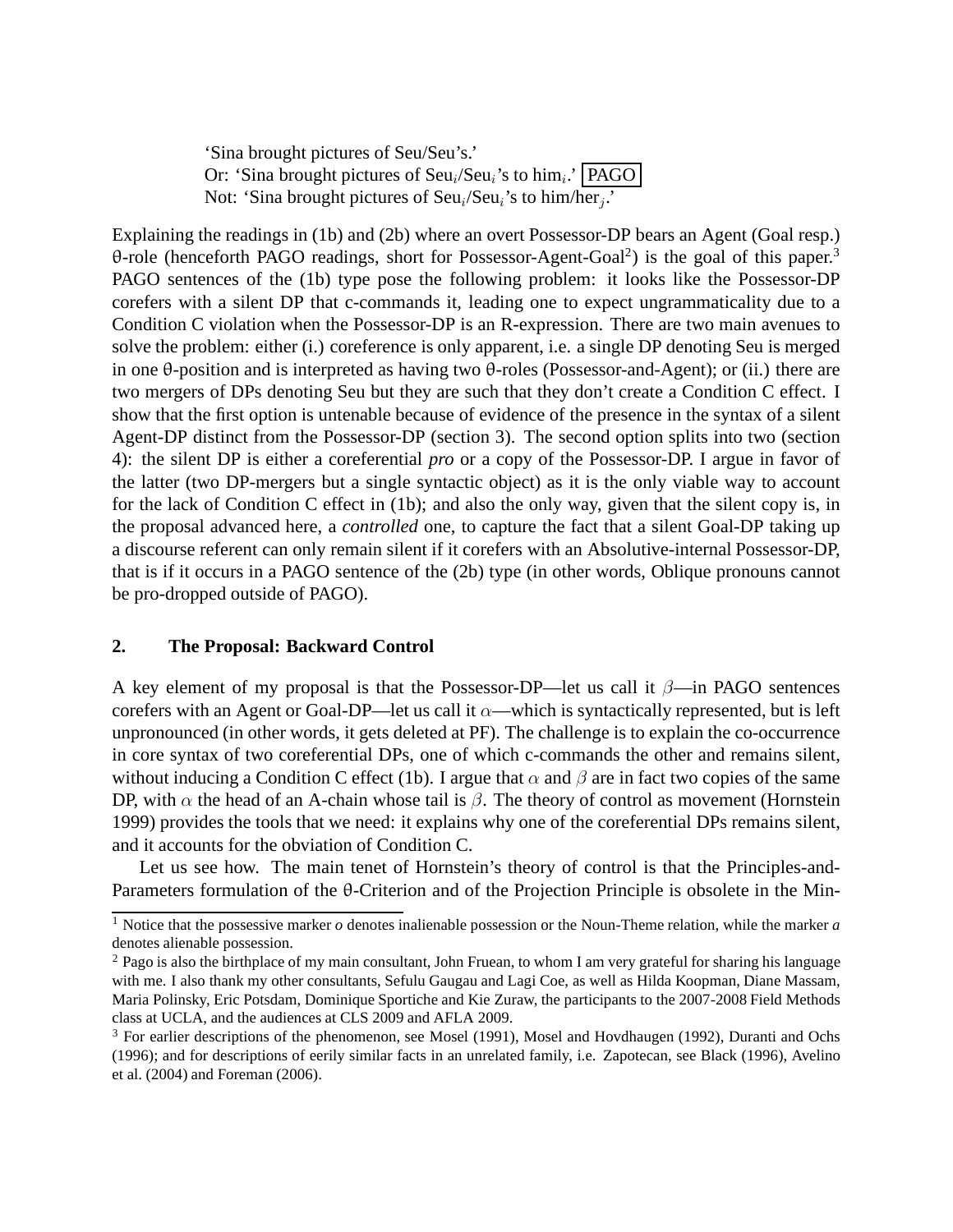'Sina brought pictures of Seu/Seu's.'
Or: 'Sina brought pictures of Seu$_i$/Seu$_i$'s to him$_i$.' PAGO
Not: 'Sina brought pictures of Seu$_i$/Seu$_i$'s to him/her$_j$.'

Explaining the readings in (1b) and (2b) where an overt Possessor-DP bears an Agent (Goal resp.) θ-role (henceforth PAGO readings, short for Possessor-Agent-Goal[2]) is the goal of this paper.[3] PAGO sentences of the (1b) type pose the following problem: it looks like the Possessor-DP corefers with a silent DP that c-commands it, leading one to expect ungrammaticality due to a Condition C violation when the Possessor-DP is an R-expression. There are two main avenues to solve the problem: either (i.) coreference is only apparent, i.e. a single DP denoting Seu is merged in one θ-position and is interpreted as having two θ-roles (Possessor-and-Agent); or (ii.) there are two mergers of DPs denoting Seu but they are such that they don't create a Condition C effect. I show that the first option is untenable because of evidence of the presence in the syntax of a silent Agent-DP distinct from the Possessor-DP (section 3). The second option splits into two (section 4): the silent DP is either a coreferential *pro* or a copy of the Possessor-DP. I argue in favor of the latter (two DP-mergers but a single syntactic object) as it is the only viable way to account for the lack of Condition C effect in (1b); and also the only way, given that the silent copy is, in the proposal advanced here, a *controlled* one, to capture the fact that a silent Goal-DP taking up a discourse referent can only remain silent if it corefers with an Absolutive-internal Possessor-DP, that is if it occurs in a PAGO sentence of the (2b) type (in other words, Oblique pronouns cannot be pro-dropped outside of PAGO).

## 2. The Proposal: Backward Control

A key element of my proposal is that the Possessor-DP—let us call it $\beta$—in PAGO sentences corefers with an Agent or Goal-DP—let us call it $\alpha$—which is syntactically represented, but is left unpronounced (in other words, it gets deleted at PF). The challenge is to explain the co-occurrence in core syntax of two coreferential DPs, one of which c-commands the other and remains silent, without inducing a Condition C effect (1b). I argue that $\alpha$ and $\beta$ are in fact two copies of the same DP, with $\alpha$ the head of an A-chain whose tail is $\beta$. The theory of control as movement (Hornstein 1999) provides the tools that we need: it explains why one of the coreferential DPs remains silent, and it accounts for the obviation of Condition C.

Let us see how. The main tenet of Hornstein's theory of control is that the Principles-and-Parameters formulation of the θ-Criterion and of the Projection Principle is obsolete in the Min-

---

[1] Notice that the possessive marker *o* denotes inalienable possession or the Noun-Theme relation, while the marker *a* denotes alienable possession.

[2] Pago is also the birthplace of my main consultant, John Fruean, to whom I am very grateful for sharing his language with me. I also thank my other consultants, Sefulu Gaugau and Lagi Coe, as well as Hilda Koopman, Diane Massam, Maria Polinsky, Eric Potsdam, Dominique Sportiche and Kie Zuraw, the participants to the 2007-2008 Field Methods class at UCLA, and the audiences at CLS 2009 and AFLA 2009.

[3] For earlier descriptions of the phenomenon, see Mosel (1991), Mosel and Hovdhaugen (1992), Duranti and Ochs (1996); and for descriptions of eerily similar facts in an unrelated family, i.e. Zapotecan, see Black (1996), Avelino et al. (2004) and Foreman (2006).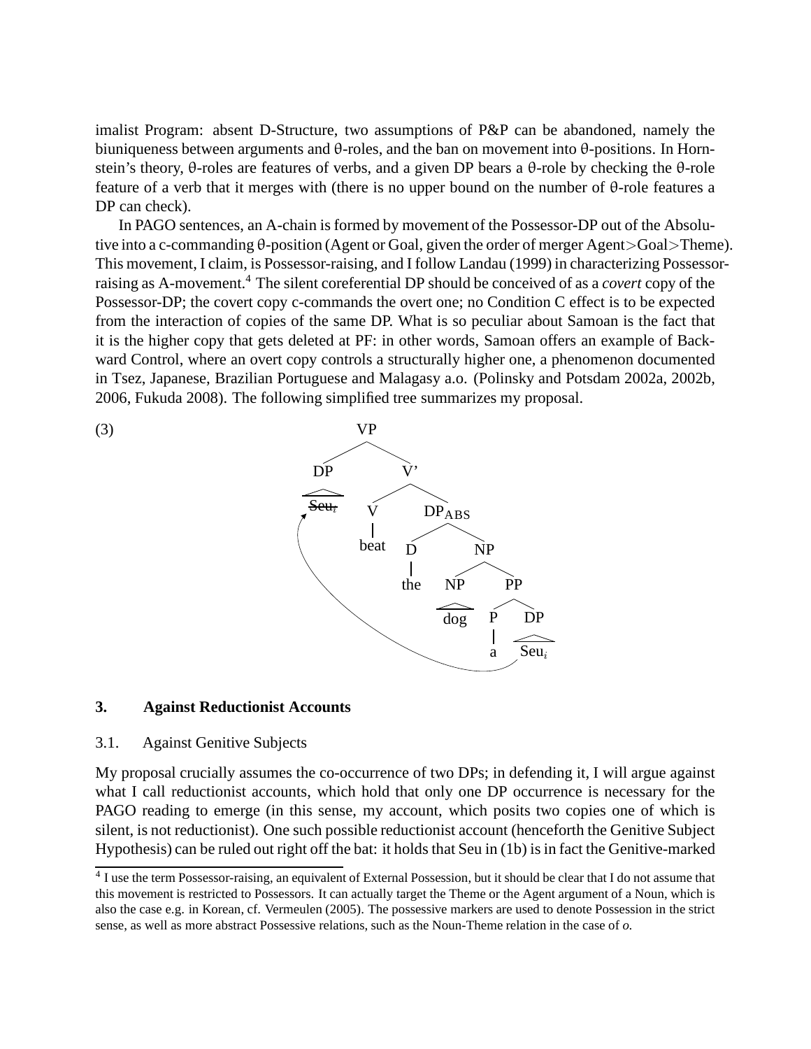imalist Program: absent D-Structure, two assumptions of P&P can be abandoned, namely the biuniqueness between arguments and θ-roles, and the ban on movement into θ-positions. In Hornstein's theory, θ-roles are features of verbs, and a given DP bears a θ-role by checking the θ-role feature of a verb that it merges with (there is no upper bound on the number of θ-role features a DP can check).

In PAGO sentences, an A-chain is formed by movement of the Possessor-DP out of the Absolutive into a c-commanding θ-position (Agent or Goal, given the order of merger Agent>Goal>Theme). This movement, I claim, is Possessor-raising, and I follow Landau (1999) in characterizing Possessor-raising as A-movement.[4] The silent coreferential DP should be conceived of as a *covert* copy of the Possessor-DP; the covert copy c-commands the overt one; no Condition C effect is to be expected from the interaction of copies of the same DP. What is so peculiar about Samoan is the fact that it is the higher copy that gets deleted at PF: in other words, Samoan offers an example of Backward Control, where an overt copy controls a structurally higher one, a phenomenon documented in Tsez, Japanese, Brazilian Portuguese and Malagasy a.o. (Polinsky and Potsdam 2002a, 2002b, 2006, Fukuda 2008). The following simplified tree summarizes my proposal.

(3)

```
[VP [DP ~~Seu_i~~ ] [V' [V beat] [DP_ABS [D the] [NP [NP dog] [PP [P a] [DP Seu_i]]]]]]
```

## 3. Against Reductionist Accounts

### 3.1. Against Genitive Subjects

My proposal crucially assumes the co-occurrence of two DPs; in defending it, I will argue against what I call reductionist accounts, which hold that only one DP occurrence is necessary for the PAGO reading to emerge (in this sense, my account, which posits two copies one of which is silent, is not reductionist). One such possible reductionist account (henceforth the Genitive Subject Hypothesis) can be ruled out right off the bat: it holds that Seu in (1b) is in fact the Genitive-marked

---

[4] I use the term Possessor-raising, an equivalent of External Possession, but it should be clear that I do not assume that this movement is restricted to Possessors. It can actually target the Theme or the Agent argument of a Noun, which is also the case e.g. in Korean, cf. Vermeulen (2005). The possessive markers are used to denote Possession in the strict sense, as well as more abstract Possessive relations, such as the Noun-Theme relation in the case of *o*.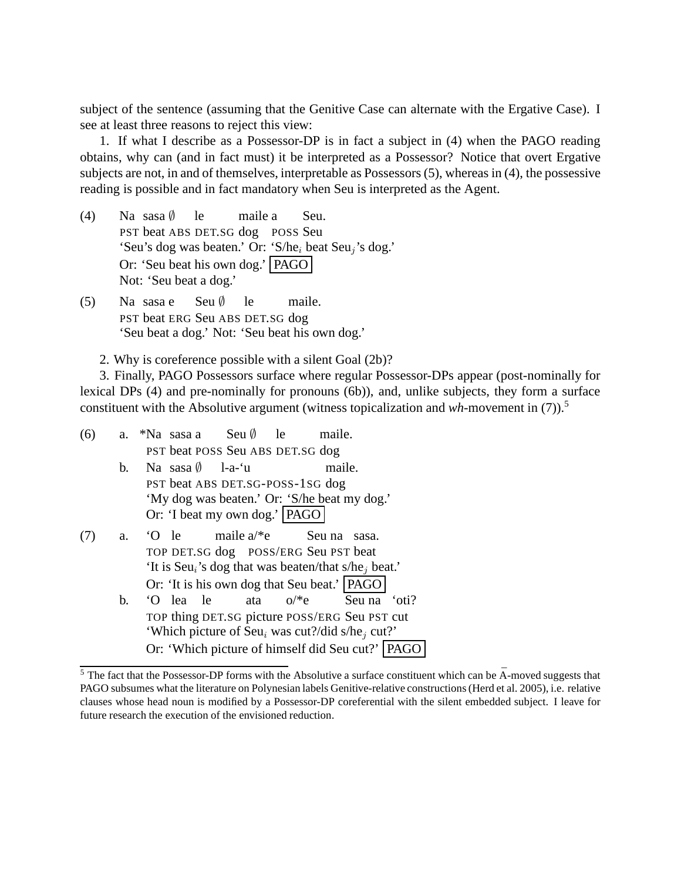subject of the sentence (assuming that the Genitive Case can alternate with the Ergative Case). I see at least three reasons to reject this view:

1. If what I describe as a Possessor-DP is in fact a subject in (4) when the PAGO reading obtains, why can (and in fact must) it be interpreted as a Possessor? Notice that overt Ergative subjects are not, in and of themselves, interpretable as Possessors (5), whereas in (4), the possessive reading is possible and in fact mandatory when Seu is interpreted as the Agent.

(4) Na sasa ∅ le maile a Seu.
PST beat ABS DET.SG dog POSS Seu
'Seu's dog was beaten.' Or: 'S/he$_i$ beat Seu$_j$'s dog.'
Or: 'Seu beat his own dog.' PAGO
Not: 'Seu beat a dog.'

(5) Na sasa e Seu ∅ le maile.
PST beat ERG Seu ABS DET.SG dog
'Seu beat a dog.' Not: 'Seu beat his own dog.'

2. Why is coreference possible with a silent Goal (2b)?

3. Finally, PAGO Possessors surface where regular Possessor-DPs appear (post-nominally for lexical DPs (4) and pre-nominally for pronouns (6b)), and, unlike subjects, they form a surface constituent with the Absolutive argument (witness topicalization and *wh*-movement in (7)).[5]

(6) a. *Na sasa a Seu ∅ le maile.
PST beat POSS Seu ABS DET.SG dog

b. Na sasa ∅ l-a-'u maile.
PST beat ABS DET.SG-POSS-1SG dog
'My dog was beaten.' Or: 'S/he beat my dog.'
Or: 'I beat my own dog.' PAGO

(7) a. 'O le maile a/*e Seu na sasa.
TOP DET.SG dog POSS/ERG Seu PST beat
'It is Seu$_i$'s dog that was beaten/that s/he$_j$ beat.'
Or: 'It is his own dog that Seu beat.' PAGO

b. 'O lea le ata o/*e Seu na 'oti?
TOP thing DET.SG picture POSS/ERG Seu PST cut
'Which picture of Seu$_i$ was cut?/did s/he$_j$ cut?'
Or: 'Which picture of himself did Seu cut?' PAGO

[5] The fact that the Possessor-DP forms with the Absolutive a surface constituent which can be Ā-moved suggests that PAGO subsumes what the literature on Polynesian labels Genitive-relative constructions (Herd et al. 2005), i.e. relative clauses whose head noun is modified by a Possessor-DP coreferential with the silent embedded subject. I leave for future research the execution of the envisioned reduction.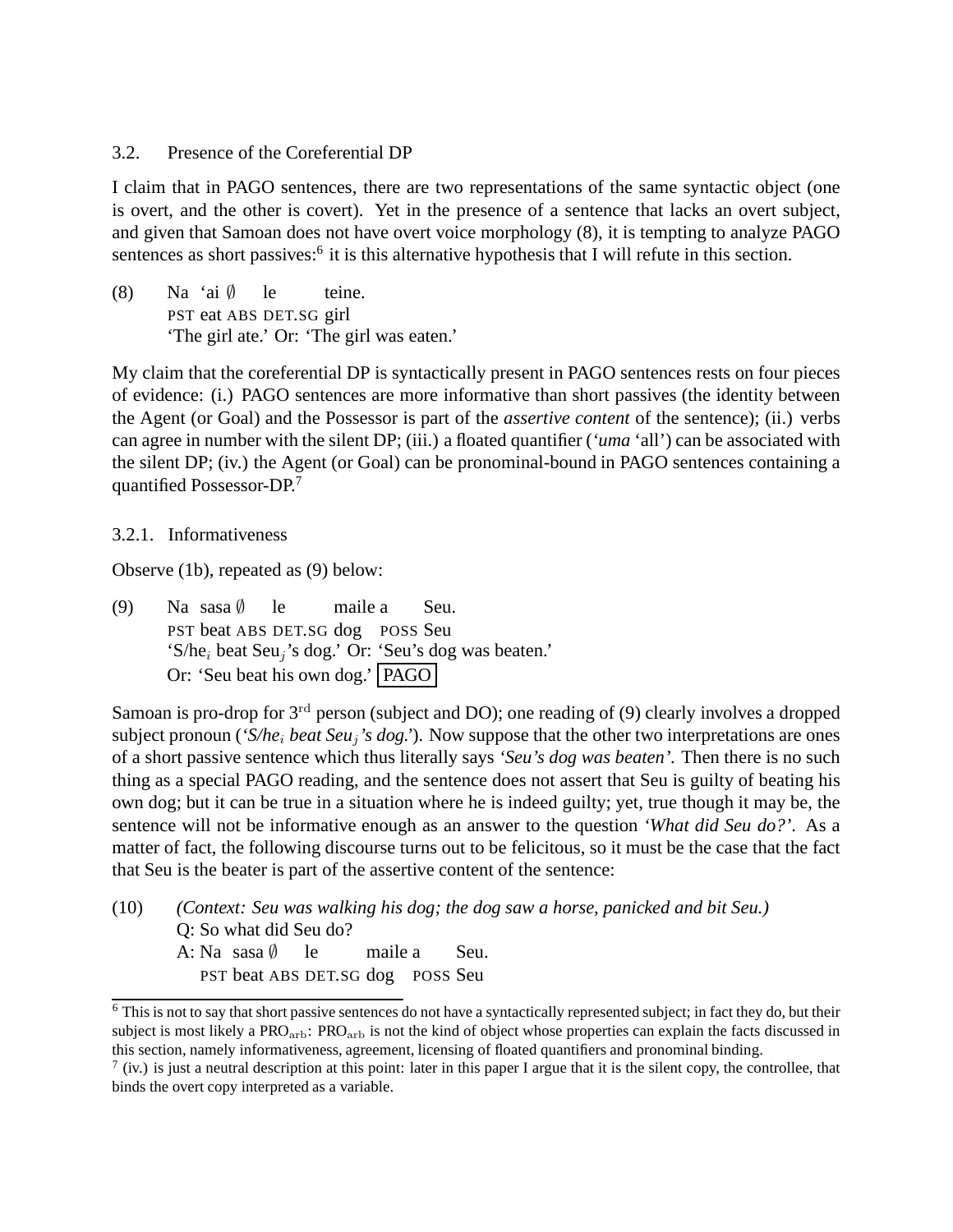### 3.2. Presence of the Coreferential DP

I claim that in PAGO sentences, there are two representations of the same syntactic object (one is overt, and the other is covert). Yet in the presence of a sentence that lacks an overt subject, and given that Samoan does not have overt voice morphology (8), it is tempting to analyze PAGO sentences as short passives:[6] it is this alternative hypothesis that I will refute in this section.

(8) Na ‘ai ∅ le teine.
PST eat ABS DET.SG girl
‘The girl ate.’ Or: ‘The girl was eaten.’

My claim that the coreferential DP is syntactically present in PAGO sentences rests on four pieces of evidence: (i.) PAGO sentences are more informative than short passives (the identity between the Agent (or Goal) and the Possessor is part of the *assertive content* of the sentence); (ii.) verbs can agree in number with the silent DP; (iii.) a floated quantifier (*‘uma* ‘all’) can be associated with the silent DP; (iv.) the Agent (or Goal) can be pronominal-bound in PAGO sentences containing a quantified Possessor-DP.[7]

#### 3.2.1. Informativeness

Observe (1b), repeated as (9) below:

(9) Na sasa ∅ le maile a Seu.
PST beat ABS DET.SG dog POSS Seu
‘S/he$_i$ beat Seu$_j$’s dog.’ Or: ‘Seu’s dog was beaten.’
Or: ‘Seu beat his own dog.’ PAGO

Samoan is pro-drop for 3$^{\text{rd}}$ person (subject and DO); one reading of (9) clearly involves a dropped subject pronoun (*‘S/he$_i$ beat Seu$_j$’s dog.’*). Now suppose that the other two interpretations are ones of a short passive sentence which thus literally says *‘Seu’s dog was beaten’*. Then there is no such thing as a special PAGO reading, and the sentence does not assert that Seu is guilty of beating his own dog; but it can be true in a situation where he is indeed guilty; yet, true though it may be, the sentence will not be informative enough as an answer to the question *‘What did Seu do?’*. As a matter of fact, the following discourse turns out to be felicitous, so it must be the case that the fact that Seu is the beater is part of the assertive content of the sentence:

(10) *(Context: Seu was walking his dog; the dog saw a horse, panicked and bit Seu.)*
Q: So what did Seu do?
A: Na sasa ∅ le maile a Seu.
PST beat ABS DET.SG dog POSS Seu

---

[6] This is not to say that short passive sentences do not have a syntactically represented subject; in fact they do, but their subject is most likely a PRO$_{\text{arb}}$: PRO$_{\text{arb}}$ is not the kind of object whose properties can explain the facts discussed in this section, namely informativeness, agreement, licensing of floated quantifiers and pronominal binding.

[7] (iv.) is just a neutral description at this point: later in this paper I argue that it is the silent copy, the controllee, that binds the overt copy interpreted as a variable.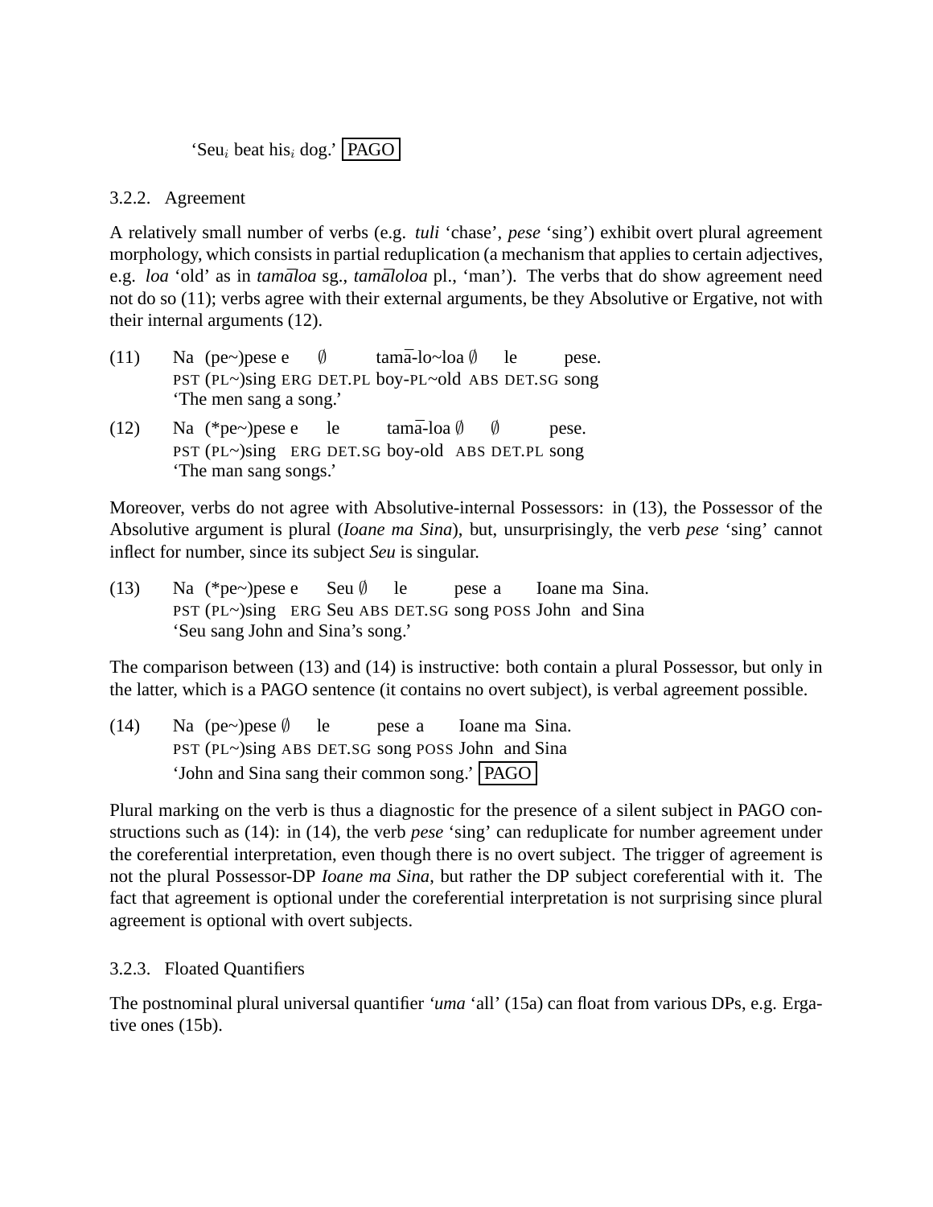'Seu$_i$ beat his$_i$ dog.' PAGO

### 3.2.2. Agreement

A relatively small number of verbs (e.g. *tuli* 'chase', *pese* 'sing') exhibit overt plural agreement morphology, which consists in partial reduplication (a mechanism that applies to certain adjectives, e.g. *loa* 'old' as in *tamāloa* sg., *tamāloloa* pl., 'man'). The verbs that do show agreement need not do so (11); verbs agree with their external arguments, be they Absolutive or Ergative, not with their internal arguments (12).

(11) Na (pe~)pese e ∅ tamā-lo~loa ∅ le pese.
PST (PL~)sing ERG DET.PL boy-PL~old ABS DET.SG song
'The men sang a song.'

(12) Na (*pe~)pese e le tamā-loa ∅ ∅ pese.
PST (PL~)sing ERG DET.SG boy-old ABS DET.PL song
'The man sang songs.'

Moreover, verbs do not agree with Absolutive-internal Possessors: in (13), the Possessor of the Absolutive argument is plural (*Ioane ma Sina*), but, unsurprisingly, the verb *pese* 'sing' cannot inflect for number, since its subject *Seu* is singular.

(13) Na (*pe~)pese e Seu ∅ le pese a Ioane ma Sina.
PST (PL~)sing ERG Seu ABS DET.SG song POSS John and Sina
'Seu sang John and Sina's song.'

The comparison between (13) and (14) is instructive: both contain a plural Possessor, but only in the latter, which is a PAGO sentence (it contains no overt subject), is verbal agreement possible.

(14) Na (pe~)pese ∅ le pese a Ioane ma Sina.
PST (PL~)sing ABS DET.SG song POSS John and Sina
'John and Sina sang their common song.' PAGO

Plural marking on the verb is thus a diagnostic for the presence of a silent subject in PAGO constructions such as (14): in (14), the verb *pese* 'sing' can reduplicate for number agreement under the coreferential interpretation, even though there is no overt subject. The trigger of agreement is not the plural Possessor-DP *Ioane ma Sina*, but rather the DP subject coreferential with it. The fact that agreement is optional under the coreferential interpretation is not surprising since plural agreement is optional with overt subjects.

### 3.2.3. Floated Quantifiers

The postnominal plural universal quantifier *'uma* 'all' (15a) can float from various DPs, e.g. Ergative ones (15b).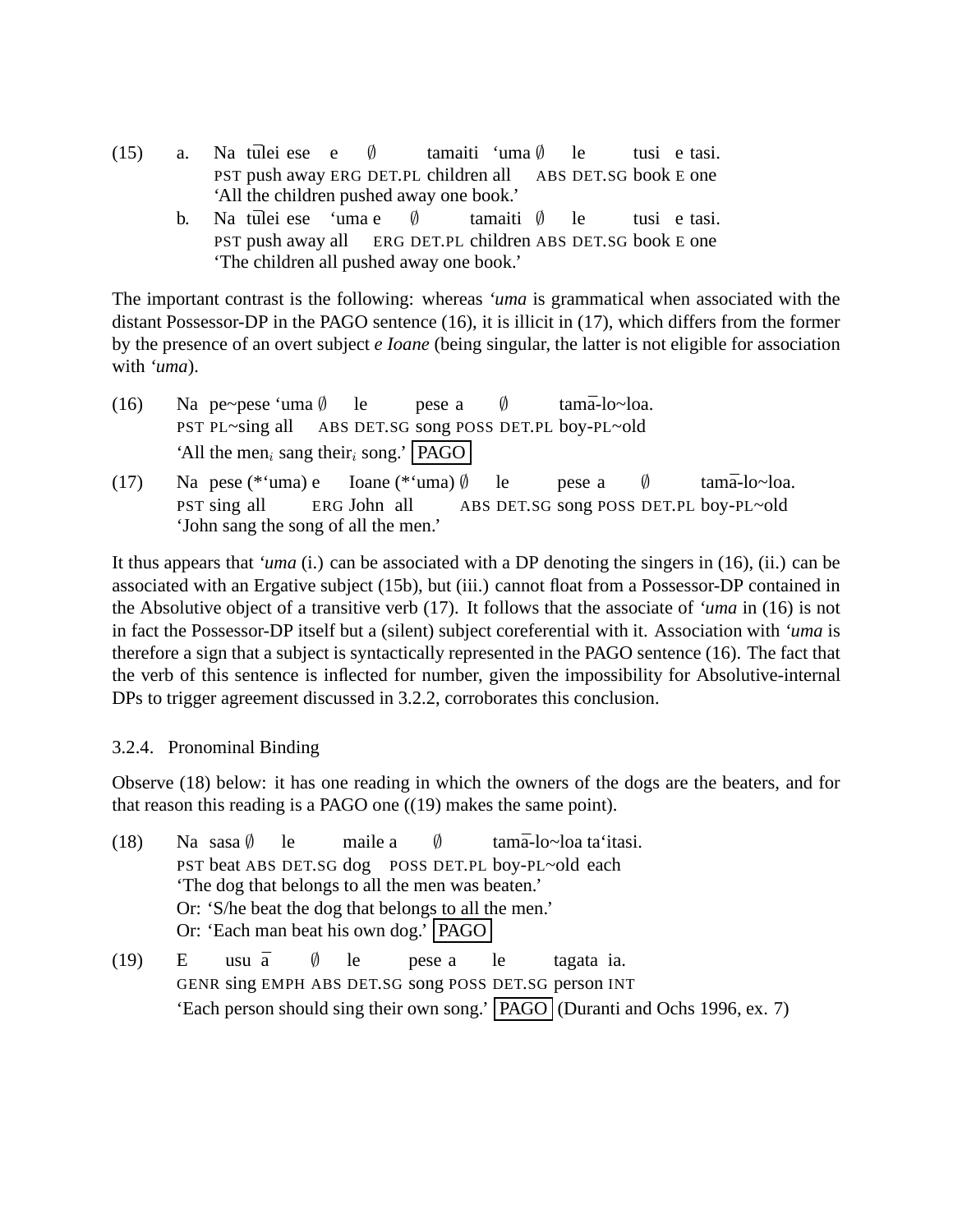(15) a. Na tūlei ese e ∅ tamaiti ‘uma ∅ le tusi e tasi.
PST push away ERG DET.PL children all ABS DET.SG book E one
‘All the children pushed away one book.’

b. Na tūlei ese ‘uma e ∅ tamaiti ∅ le tusi e tasi.
PST push away all ERG DET.PL children ABS DET.SG book E one
‘The children all pushed away one book.’

The important contrast is the following: whereas *‘uma* is grammatical when associated with the distant Possessor-DP in the PAGO sentence (16), it is illicit in (17), which differs from the former by the presence of an overt subject *e Ioane* (being singular, the latter is not eligible for association with *‘uma*).

(16) Na pe~pese ‘uma ∅ le pese a ∅ tamā-lo~loa.
PST PL~sing all ABS DET.SG song POSS DET.PL boy-PL~old
‘All the men$_i$ sang their$_i$ song.’ PAGO

(17) Na pese (*‘uma) e Ioane (*‘uma) ∅ le pese a ∅ tamā-lo~loa.
PST sing all ERG John all ABS DET.SG song POSS DET.PL boy-PL~old
‘John sang the song of all the men.’

It thus appears that *‘uma* (i.) can be associated with a DP denoting the singers in (16), (ii.) can be associated with an Ergative subject (15b), but (iii.) cannot float from a Possessor-DP contained in the Absolutive object of a transitive verb (17). It follows that the associate of *‘uma* in (16) is not in fact the Possessor-DP itself but a (silent) subject coreferential with it. Association with *‘uma* is therefore a sign that a subject is syntactically represented in the PAGO sentence (16). The fact that the verb of this sentence is inflected for number, given the impossibility for Absolutive-internal DPs to trigger agreement discussed in 3.2.2, corroborates this conclusion.

### 3.2.4. Pronominal Binding

Observe (18) below: it has one reading in which the owners of the dogs are the beaters, and for that reason this reading is a PAGO one ((19) makes the same point).

(18) Na sasa ∅ le maile a ∅ tamā-lo~loa ta‘itasi.
PST beat ABS DET.SG dog POSS DET.PL boy-PL~old each
‘The dog that belongs to all the men was beaten.’
Or: ‘S/he beat the dog that belongs to all the men.’
Or: ‘Each man beat his own dog.’ PAGO

(19) E usu ā ∅ le pese a le tagata ia.
GENR sing EMPH ABS DET.SG song POSS DET.SG person INT
‘Each person should sing their own song.’ PAGO (Duranti and Ochs 1996, ex. 7)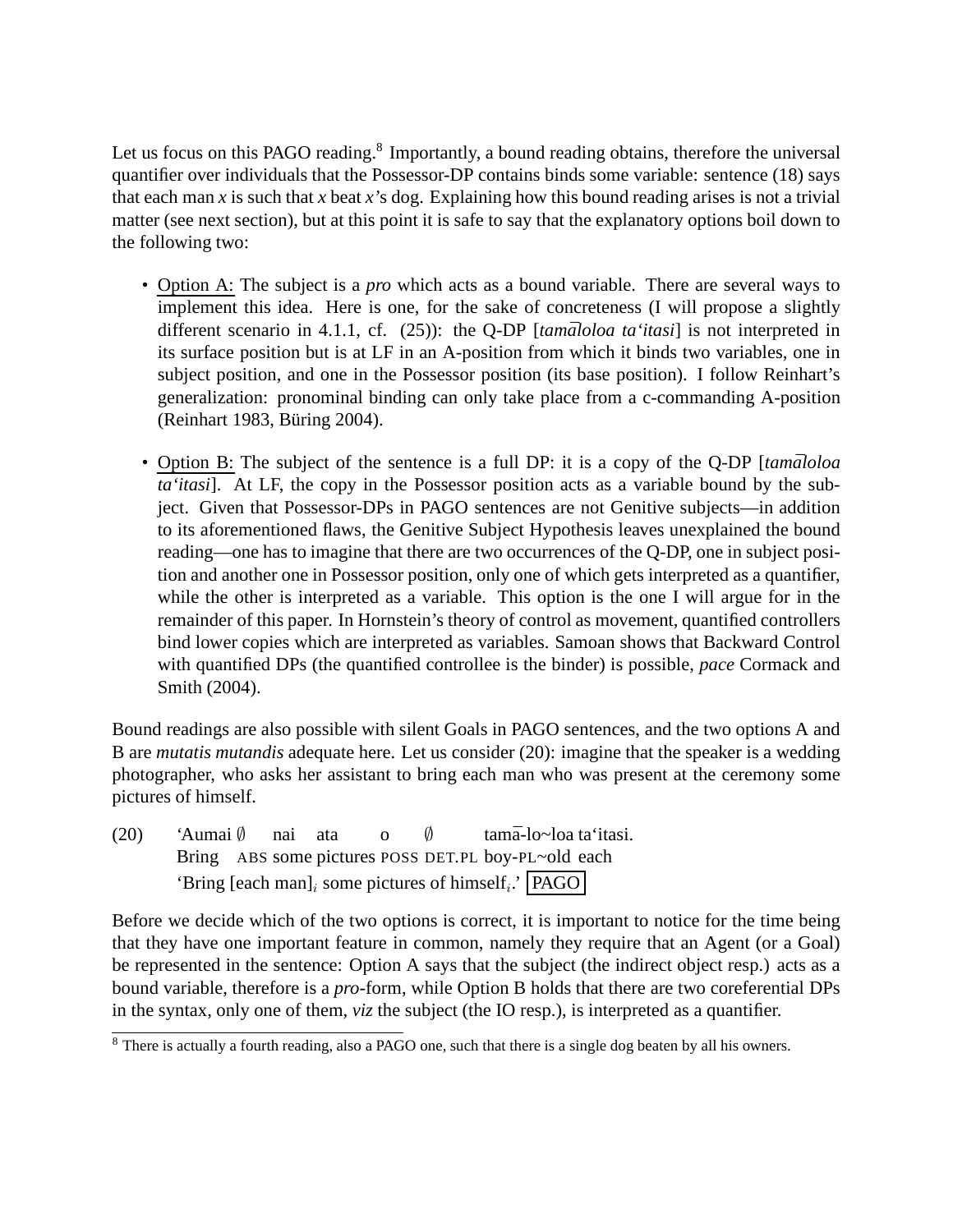Let us focus on this PAGO reading.[8] Importantly, a bound reading obtains, therefore the universal quantifier over individuals that the Possessor-DP contains binds some variable: sentence (18) says that each man *x* is such that *x* beat *x*'s dog. Explaining how this bound reading arises is not a trivial matter (see next section), but at this point it is safe to say that the explanatory options boil down to the following two:

- Option A: The subject is a *pro* which acts as a bound variable. There are several ways to implement this idea. Here is one, for the sake of concreteness (I will propose a slightly different scenario in 4.1.1, cf. (25)): the Q-DP [*tamāloloa ta'itasi*] is not interpreted in its surface position but is at LF in an A-position from which it binds two variables, one in subject position, and one in the Possessor position (its base position). I follow Reinhart's generalization: pronominal binding can only take place from a c-commanding A-position (Reinhart 1983, Büring 2004).

- Option B: The subject of the sentence is a full DP: it is a copy of the Q-DP [*tamāloloa ta'itasi*]. At LF, the copy in the Possessor position acts as a variable bound by the subject. Given that Possessor-DPs in PAGO sentences are not Genitive subjects—in addition to its aforementioned flaws, the Genitive Subject Hypothesis leaves unexplained the bound reading—one has to imagine that there are two occurrences of the Q-DP, one in subject position and another one in Possessor position, only one of which gets interpreted as a quantifier, while the other is interpreted as a variable. This option is the one I will argue for in the remainder of this paper. In Hornstein's theory of control as movement, quantified controllers bind lower copies which are interpreted as variables. Samoan shows that Backward Control with quantified DPs (the quantified controllee is the binder) is possible, *pace* Cormack and Smith (2004).

Bound readings are also possible with silent Goals in PAGO sentences, and the two options A and B are *mutatis mutandis* adequate here. Let us consider (20): imagine that the speaker is a wedding photographer, who asks her assistant to bring each man who was present at the ceremony some pictures of himself.

(20) 'Aumai ∅ nai ata o ∅ tamā-lo~loa ta'itasi.
Bring ABS some pictures POSS DET.PL boy-PL~old each
'Bring [each man]$_i$ some pictures of himself$_i$.' PAGO

Before we decide which of the two options is correct, it is important to notice for the time being that they have one important feature in common, namely they require that an Agent (or a Goal) be represented in the sentence: Option A says that the subject (the indirect object resp.) acts as a bound variable, therefore is a *pro*-form, while Option B holds that there are two coreferential DPs in the syntax, only one of them, *viz* the subject (the IO resp.), is interpreted as a quantifier.

[8] There is actually a fourth reading, also a PAGO one, such that there is a single dog beaten by all his owners.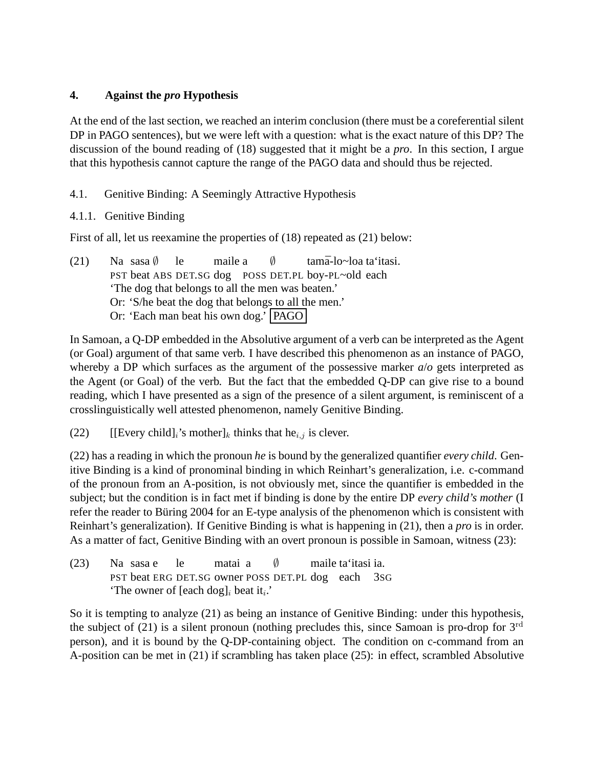## 4. Against the *pro* Hypothesis

At the end of the last section, we reached an interim conclusion (there must be a coreferential silent DP in PAGO sentences), but we were left with a question: what is the exact nature of this DP? The discussion of the bound reading of (18) suggested that it might be a *pro*. In this section, I argue that this hypothesis cannot capture the range of the PAGO data and should thus be rejected.

### 4.1. Genitive Binding: A Seemingly Attractive Hypothesis

#### 4.1.1. Genitive Binding

First of all, let us reexamine the properties of (18) repeated as (21) below:

(21) Na sasa ∅ le maile a ∅ tamā-lo~loa ta'itasi.
PST beat ABS DET.SG dog POSS DET.PL boy-PL~old each
'The dog that belongs to all the men was beaten.'
Or: 'S/he beat the dog that belongs to all the men.'
Or: 'Each man beat his own dog.' PAGO

In Samoan, a Q-DP embedded in the Absolutive argument of a verb can be interpreted as the Agent (or Goal) argument of that same verb. I have described this phenomenon as an instance of PAGO, whereby a DP which surfaces as the argument of the possessive marker *a*/*o* gets interpreted as the Agent (or Goal) of the verb. But the fact that the embedded Q-DP can give rise to a bound reading, which I have presented as a sign of the presence of a silent argument, is reminiscent of a crosslinguistically well attested phenomenon, namely Genitive Binding.

(22) [[Every child]$_i$'s mother]$_k$ thinks that he$_{i,j}$ is clever.

(22) has a reading in which the pronoun *he* is bound by the generalized quantifier *every child*. Genitive Binding is a kind of pronominal binding in which Reinhart's generalization, i.e. c-command of the pronoun from an A-position, is not obviously met, since the quantifier is embedded in the subject; but the condition is in fact met if binding is done by the entire DP *every child's mother* (I refer the reader to Büring 2004 for an E-type analysis of the phenomenon which is consistent with Reinhart's generalization). If Genitive Binding is what is happening in (21), then a *pro* is in order. As a matter of fact, Genitive Binding with an overt pronoun is possible in Samoan, witness (23):

(23) Na sasa e le matai a ∅ maile ta'itasi ia.
PST beat ERG DET.SG owner POSS DET.PL dog each 3SG
'The owner of [each dog]$_i$ beat it$_i$.'

So it is tempting to analyze (21) as being an instance of Genitive Binding: under this hypothesis, the subject of (21) is a silent pronoun (nothing precludes this, since Samoan is pro-drop for 3rd person), and it is bound by the Q-DP-containing object. The condition on c-command from an A-position can be met in (21) if scrambling has taken place (25): in effect, scrambled Absolutive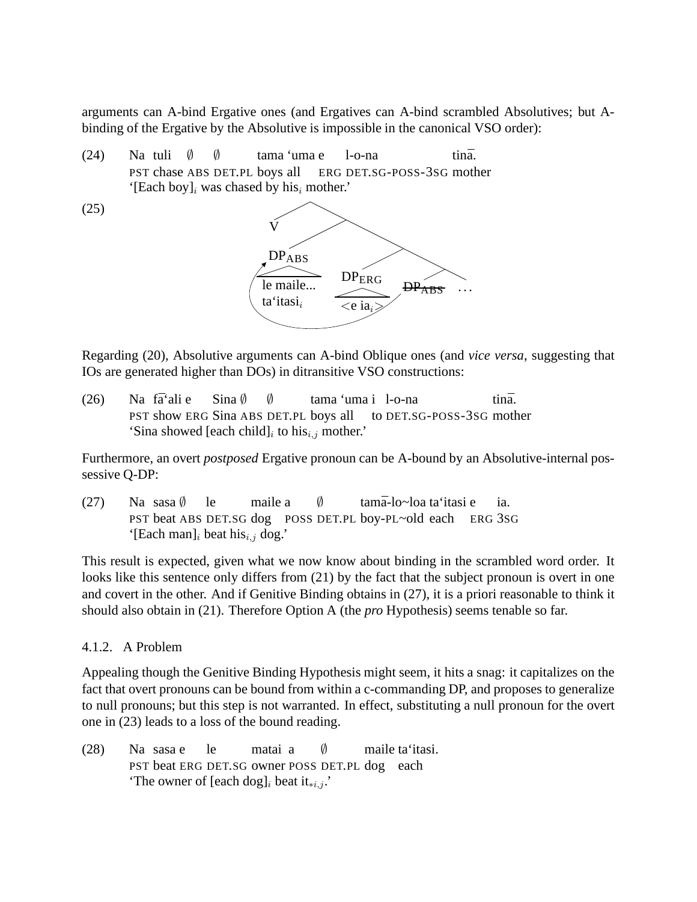arguments can A-bind Ergative ones (and Ergatives can A-bind scrambled Absolutives; but A-binding of the Ergative by the Absolutive is impossible in the canonical VSO order):

(24) Na tuli ∅ ∅ tama ‘uma e l-o-na tinā.
PST chase ABS DET.PL boys all ERG DET.SG-POSS-3SG mother
‘[Each boy]$_i$ was chased by his$_i$ mother.’

(25) [Tree diagram: V; DP$_{ABS}$ (le maile... ta‘itasi$_i$); DP$_{ERG}$ (<e ia$_i$>); ~~DP$_{ABS}$~~ ...; with movement arrow from the lower DP$_{ABS}$ to the higher DP$_{ABS}$]

Regarding (20), Absolutive arguments can A-bind Oblique ones (and *vice versa*, suggesting that IOs are generated higher than DOs) in ditransitive VSO constructions:

(26) Na fā‘ali e Sina ∅ ∅ tama ‘uma i l-o-na tinā.
PST show ERG Sina ABS DET.PL boys all to DET.SG-POSS-3SG mother
‘Sina showed [each child]$_i$ to his$_{i,j}$ mother.’

Furthermore, an overt *postposed* Ergative pronoun can be A-bound by an Absolutive-internal possessive Q-DP:

(27) Na sasa ∅ le maile a ∅ tamā-lo~loa ta‘itasi e ia.
PST beat ABS DET.SG dog POSS DET.PL boy-PL~old each ERG 3SG
‘[Each man]$_i$ beat his$_{i,j}$ dog.’

This result is expected, given what we now know about binding in the scrambled word order. It looks like this sentence only differs from (21) by the fact that the subject pronoun is overt in one and covert in the other. And if Genitive Binding obtains in (27), it is a priori reasonable to think it should also obtain in (21). Therefore Option A (the *pro* Hypothesis) seems tenable so far.

#### 4.1.2. A Problem

Appealing though the Genitive Binding Hypothesis might seem, it hits a snag: it capitalizes on the fact that overt pronouns can be bound from within a c-commanding DP, and proposes to generalize to null pronouns; but this step is not warranted. In effect, substituting a null pronoun for the overt one in (23) leads to a loss of the bound reading.

(28) Na sasa e le matai a ∅ maile ta‘itasi.
PST beat ERG DET.SG owner POSS DET.PL dog each
‘The owner of [each dog]$_i$ beat it$_{*i,j}$.’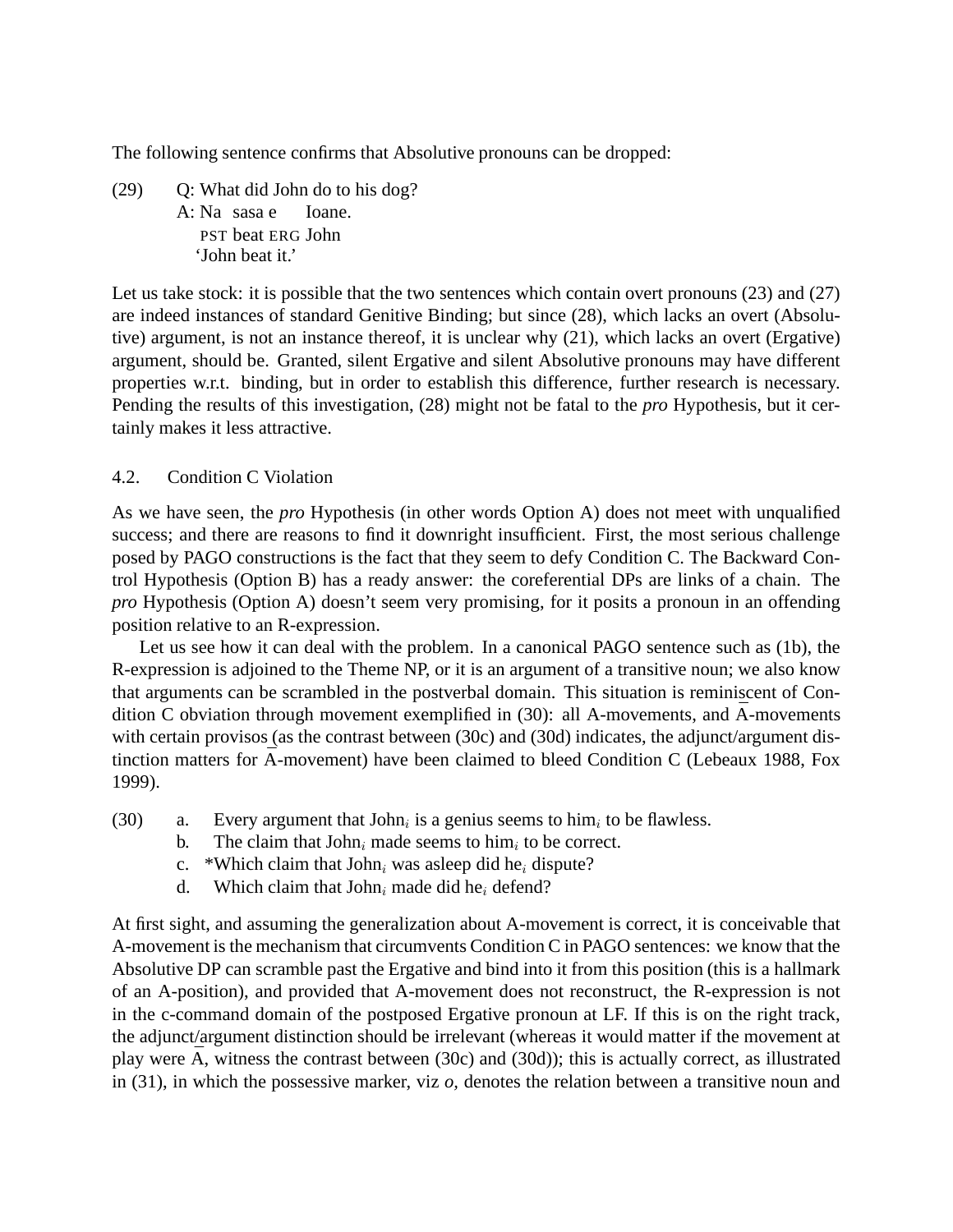The following sentence confirms that Absolutive pronouns can be dropped:

(29) Q: What did John do to his dog?
 A: Na sasa e Ioane.
 PST beat ERG John
 'John beat it.'

Let us take stock: it is possible that the two sentences which contain overt pronouns (23) and (27) are indeed instances of standard Genitive Binding; but since (28), which lacks an overt (Absolutive) argument, is not an instance thereof, it is unclear why (21), which lacks an overt (Ergative) argument, should be. Granted, silent Ergative and silent Absolutive pronouns may have different properties w.r.t. binding, but in order to establish this difference, further research is necessary. Pending the results of this investigation, (28) might not be fatal to the *pro* Hypothesis, but it certainly makes it less attractive.

### 4.2. Condition C Violation

As we have seen, the *pro* Hypothesis (in other words Option A) does not meet with unqualified success; and there are reasons to find it downright insufficient. First, the most serious challenge posed by PAGO constructions is the fact that they seem to defy Condition C. The Backward Control Hypothesis (Option B) has a ready answer: the coreferential DPs are links of a chain. The *pro* Hypothesis (Option A) doesn't seem very promising, for it posits a pronoun in an offending position relative to an R-expression.

Let us see how it can deal with the problem. In a canonical PAGO sentence such as (1b), the R-expression is adjoined to the Theme NP, or it is an argument of a transitive noun; we also know that arguments can be scrambled in the postverbal domain. This situation is reminiscent of Condition C obviation through movement exemplified in (30): all A-movements, and Ā-movements with certain provisos (as the contrast between (30c) and (30d) indicates, the adjunct/argument distinction matters for Ā-movement) have been claimed to bleed Condition C (Lebeaux 1988, Fox 1999).

(30)
 a. Every argument that John$_i$ is a genius seems to him$_i$ to be flawless.
 b. The claim that John$_i$ made seems to him$_i$ to be correct.
 c. *Which claim that John$_i$ was asleep did he$_i$ dispute?
 d. Which claim that John$_i$ made did he$_i$ defend?

At first sight, and assuming the generalization about A-movement is correct, it is conceivable that A-movement is the mechanism that circumvents Condition C in PAGO sentences: we know that the Absolutive DP can scramble past the Ergative and bind into it from this position (this is a hallmark of an A-position), and provided that A-movement does not reconstruct, the R-expression is not in the c-command domain of the postposed Ergative pronoun at LF. If this is on the right track, the adjunct/argument distinction should be irrelevant (whereas it would matter if the movement at play were Ā, witness the contrast between (30c) and (30d)); this is actually correct, as illustrated in (31), in which the possessive marker, viz *o*, denotes the relation between a transitive noun and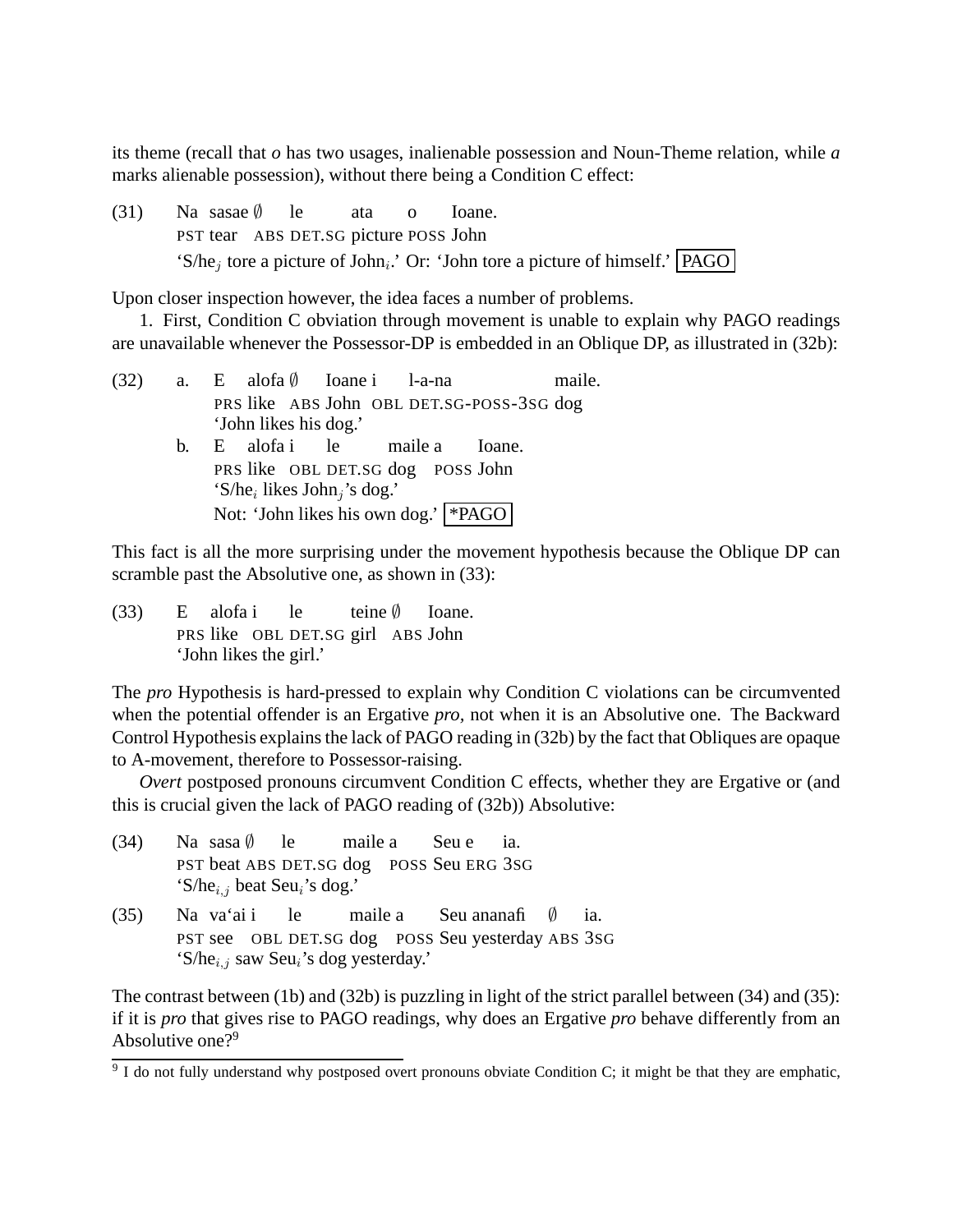its theme (recall that *o* has two usages, inalienable possession and Noun-Theme relation, while *a* marks alienable possession), without there being a Condition C effect:

(31) Na sasae ∅ le ata o Ioane.
PST tear ABS DET.SG picture POSS John
'S/he$_j$ tore a picture of John$_i$.' Or: 'John tore a picture of himself.' PAGO

Upon closer inspection however, the idea faces a number of problems.

1. First, Condition C obviation through movement is unable to explain why PAGO readings are unavailable whenever the Possessor-DP is embedded in an Oblique DP, as illustrated in (32b):

(32) a. E alofa ∅ Ioane i l-a-na maile.
PRS like ABS John OBL DET.SG-POSS-3SG dog
'John likes his dog.'

b. E alofa i le maile a Ioane.
PRS like OBL DET.SG dog POSS John
'S/he$_i$ likes John$_j$'s dog.'
Not: 'John likes his own dog.' *PAGO

This fact is all the more surprising under the movement hypothesis because the Oblique DP can scramble past the Absolutive one, as shown in (33):

(33) E alofa i le teine ∅ Ioane.
PRS like OBL DET.SG girl ABS John
'John likes the girl.'

The *pro* Hypothesis is hard-pressed to explain why Condition C violations can be circumvented when the potential offender is an Ergative *pro*, not when it is an Absolutive one. The Backward Control Hypothesis explains the lack of PAGO reading in (32b) by the fact that Obliques are opaque to A-movement, therefore to Possessor-raising.

*Overt* postposed pronouns circumvent Condition C effects, whether they are Ergative or (and this is crucial given the lack of PAGO reading of (32b)) Absolutive:

(34) Na sasa ∅ le maile a Seu e ia.
PST beat ABS DET.SG dog POSS Seu ERG 3SG
'S/he$_{i,j}$ beat Seu$_i$'s dog.'

(35) Na va'ai i le maile a Seu ananafi ∅ ia.
PST see OBL DET.SG dog POSS Seu yesterday ABS 3SG
'S/he$_{i,j}$ saw Seu$_i$'s dog yesterday.'

The contrast between (1b) and (32b) is puzzling in light of the strict parallel between (34) and (35): if it is *pro* that gives rise to PAGO readings, why does an Ergative *pro* behave differently from an Absolutive one?[9]

[9] I do not fully understand why postposed overt pronouns obviate Condition C; it might be that they are emphatic,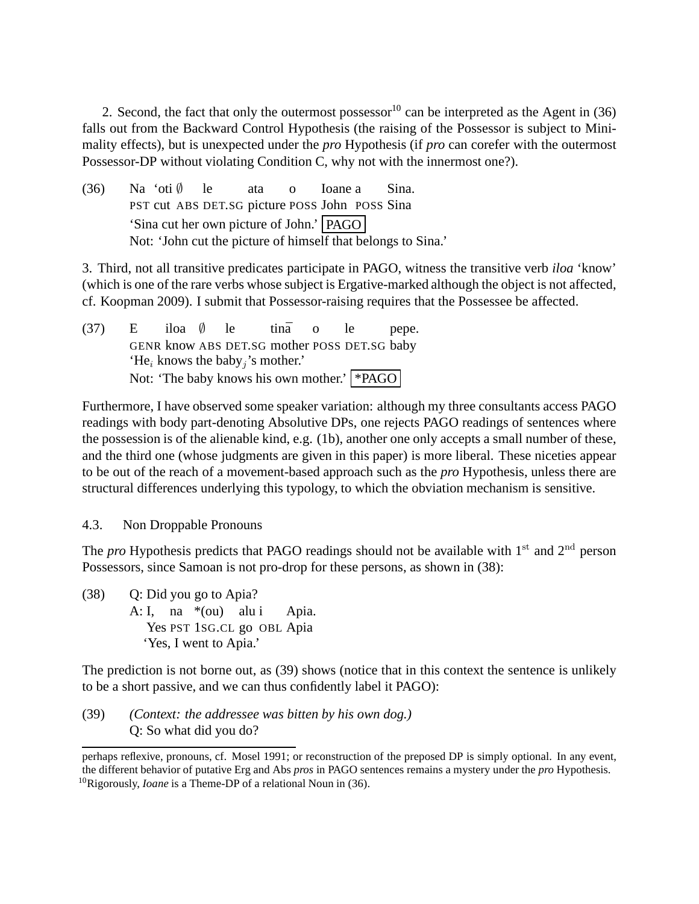2. Second, the fact that only the outermost possessor[10] can be interpreted as the Agent in (36) falls out from the Backward Control Hypothesis (the raising of the Possessor is subject to Minimality effects), but is unexpected under the *pro* Hypothesis (if *pro* can corefer with the outermost Possessor-DP without violating Condition C, why not with the innermost one?).

(36) Na ‘oti ∅ le ata o Ioane a Sina.
PST cut ABS DET.SG picture POSS John POSS Sina
‘Sina cut her own picture of John.’ [PAGO]
Not: ‘John cut the picture of himself that belongs to Sina.’

3. Third, not all transitive predicates participate in PAGO, witness the transitive verb *iloa* ‘know’ (which is one of the rare verbs whose subject is Ergative-marked although the object is not affected, cf. Koopman 2009). I submit that Possessor-raising requires that the Possessee be affected.

(37) E iloa ∅ le tinā o le pepe.
GENR know ABS DET.SG mother POSS DET.SG baby
‘He$_i$ knows the baby$_j$’s mother.’
Not: ‘The baby knows his own mother.’ [*PAGO]

Furthermore, I have observed some speaker variation: although my three consultants access PAGO readings with body part-denoting Absolutive DPs, one rejects PAGO readings of sentences where the possession is of the alienable kind, e.g. (1b), another one only accepts a small number of these, and the third one (whose judgments are given in this paper) is more liberal. These niceties appear to be out of the reach of a movement-based approach such as the *pro* Hypothesis, unless there are structural differences underlying this typology, to which the obviation mechanism is sensitive.

### 4.3. Non Droppable Pronouns

The *pro* Hypothesis predicts that PAGO readings should not be available with 1st and 2nd person Possessors, since Samoan is not pro-drop for these persons, as shown in (38):

(38) Q: Did you go to Apia?
A: I, na *(ou) alu i Apia.
Yes PST 1SG.CL go OBL Apia
‘Yes, I went to Apia.’

The prediction is not borne out, as (39) shows (notice that in this context the sentence is unlikely to be a short passive, and we can thus confidently label it PAGO):

(39) *(Context: the addressee was bitten by his own dog.)*
Q: So what did you do?

---

perhaps reflexive, pronouns, cf. Mosel 1991; or reconstruction of the preposed DP is simply optional. In any event, the different behavior of putative Erg and Abs *pros* in PAGO sentences remains a mystery under the *pro* Hypothesis.

[10] Rigorously, *Ioane* is a Theme-DP of a relational Noun in (36).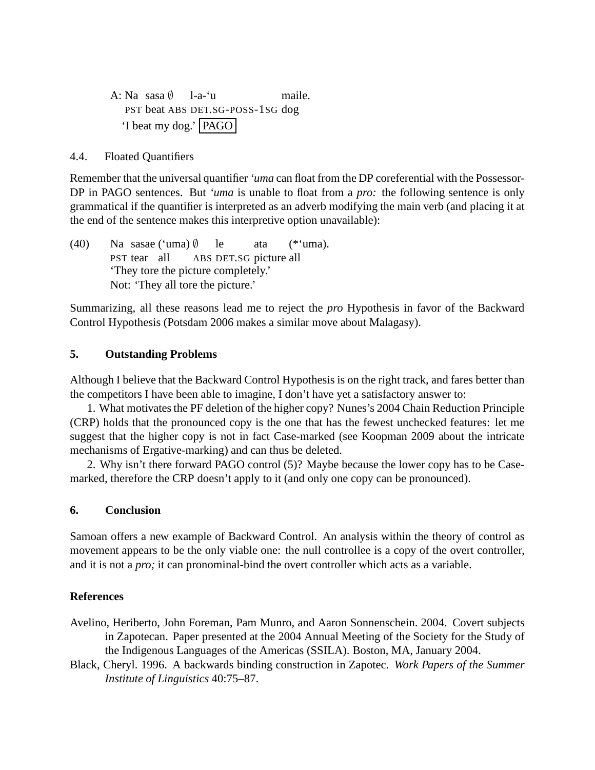A: Na sasa ∅ l-a-'u maile.
PST beat ABS DET.SG-POSS-1SG dog
'I beat my dog.' PAGO

4.4. Floated Quantifiers

Remember that the universal quantifier *'uma* can float from the DP coreferential with the Possessor-DP in PAGO sentences. But *'uma* is unable to float from a *pro:* the following sentence is only grammatical if the quantifier is interpreted as an adverb modifying the main verb (and placing it at the end of the sentence makes this interpretive option unavailable):

(40) Na sasae ('uma) ∅ le ata (*'uma).
PST tear all ABS DET.SG picture all
'They tore the picture completely.'
Not: 'They all tore the picture.'

Summarizing, all these reasons lead me to reject the *pro* Hypothesis in favor of the Backward Control Hypothesis (Potsdam 2006 makes a similar move about Malagasy).

## 5. Outstanding Problems

Although I believe that the Backward Control Hypothesis is on the right track, and fares better than the competitors I have been able to imagine, I don't have yet a satisfactory answer to:

1. What motivates the PF deletion of the higher copy? Nunes's 2004 Chain Reduction Principle (CRP) holds that the pronounced copy is the one that has the fewest unchecked features: let me suggest that the higher copy is not in fact Case-marked (see Koopman 2009 about the intricate mechanisms of Ergative-marking) and can thus be deleted.

2. Why isn't there forward PAGO control (5)? Maybe because the lower copy has to be Case-marked, therefore the CRP doesn't apply to it (and only one copy can be pronounced).

## 6. Conclusion

Samoan offers a new example of Backward Control. An analysis within the theory of control as movement appears to be the only viable one: the null controllee is a copy of the overt controller, and it is not a *pro;* it can pronominal-bind the overt controller which acts as a variable.

## References

Avelino, Heriberto, John Foreman, Pam Munro, and Aaron Sonnenschein. 2004. Covert subjects in Zapotecan. Paper presented at the 2004 Annual Meeting of the Society for the Study of the Indigenous Languages of the Americas (SSILA). Boston, MA, January 2004.

Black, Cheryl. 1996. A backwards binding construction in Zapotec. *Work Papers of the Summer Institute of Linguistics* 40:75–87.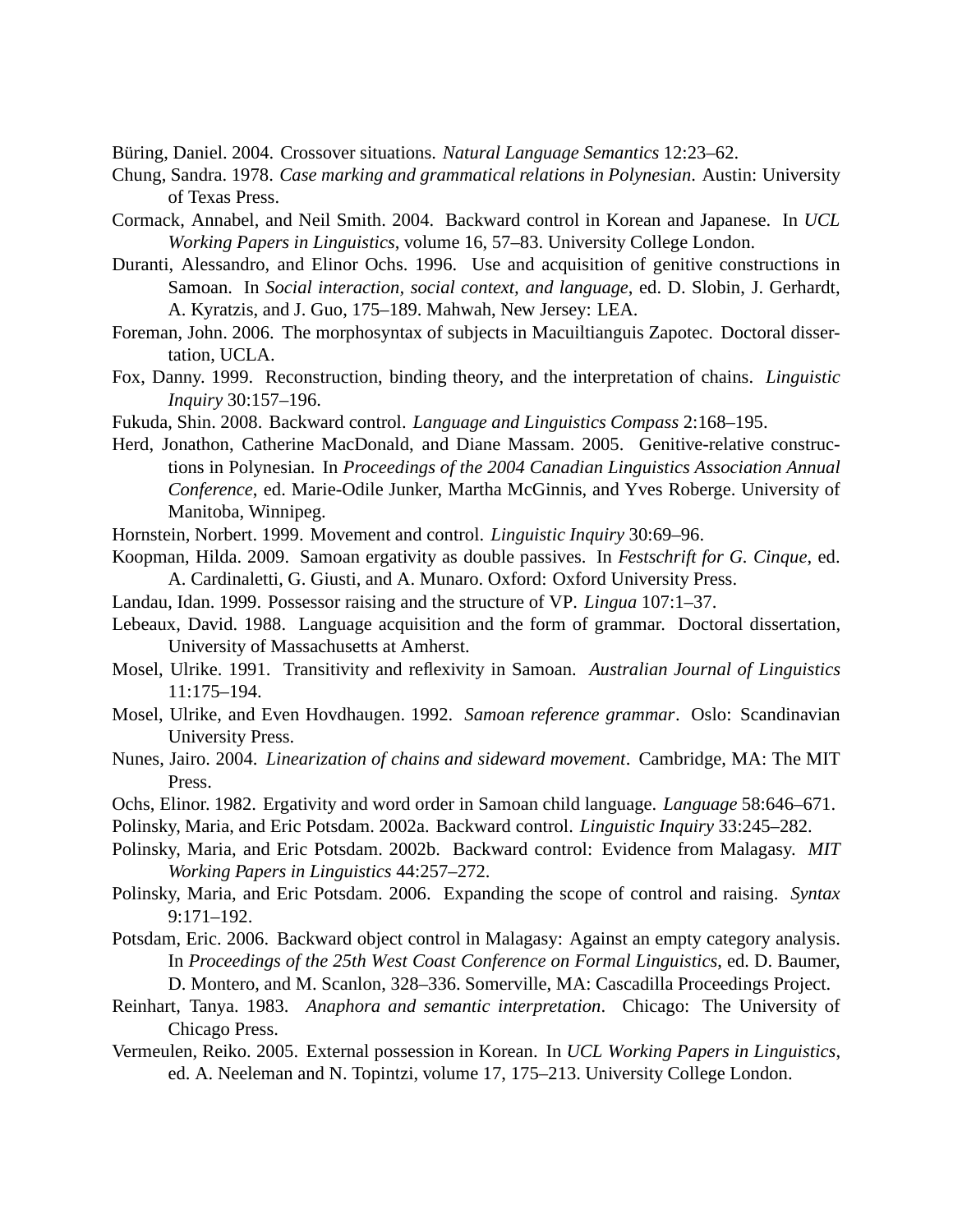Büring, Daniel. 2004. Crossover situations. *Natural Language Semantics* 12:23–62.

Chung, Sandra. 1978. *Case marking and grammatical relations in Polynesian*. Austin: University of Texas Press.

Cormack, Annabel, and Neil Smith. 2004. Backward control in Korean and Japanese. In *UCL Working Papers in Linguistics*, volume 16, 57–83. University College London.

Duranti, Alessandro, and Elinor Ochs. 1996. Use and acquisition of genitive constructions in Samoan. In *Social interaction, social context, and language*, ed. D. Slobin, J. Gerhardt, A. Kyratzis, and J. Guo, 175–189. Mahwah, New Jersey: LEA.

Foreman, John. 2006. The morphosyntax of subjects in Macuiltianguis Zapotec. Doctoral dissertation, UCLA.

Fox, Danny. 1999. Reconstruction, binding theory, and the interpretation of chains. *Linguistic Inquiry* 30:157–196.

Fukuda, Shin. 2008. Backward control. *Language and Linguistics Compass* 2:168–195.

Herd, Jonathon, Catherine MacDonald, and Diane Massam. 2005. Genitive-relative constructions in Polynesian. In *Proceedings of the 2004 Canadian Linguistics Association Annual Conference*, ed. Marie-Odile Junker, Martha McGinnis, and Yves Roberge. University of Manitoba, Winnipeg.

Hornstein, Norbert. 1999. Movement and control. *Linguistic Inquiry* 30:69–96.

Koopman, Hilda. 2009. Samoan ergativity as double passives. In *Festschrift for G. Cinque*, ed. A. Cardinaletti, G. Giusti, and A. Munaro. Oxford: Oxford University Press.

Landau, Idan. 1999. Possessor raising and the structure of VP. *Lingua* 107:1–37.

Lebeaux, David. 1988. Language acquisition and the form of grammar. Doctoral dissertation, University of Massachusetts at Amherst.

Mosel, Ulrike. 1991. Transitivity and reflexivity in Samoan. *Australian Journal of Linguistics* 11:175–194.

Mosel, Ulrike, and Even Hovdhaugen. 1992. *Samoan reference grammar*. Oslo: Scandinavian University Press.

Nunes, Jairo. 2004. *Linearization of chains and sideward movement*. Cambridge, MA: The MIT Press.

Ochs, Elinor. 1982. Ergativity and word order in Samoan child language. *Language* 58:646–671.

Polinsky, Maria, and Eric Potsdam. 2002a. Backward control. *Linguistic Inquiry* 33:245–282.

Polinsky, Maria, and Eric Potsdam. 2002b. Backward control: Evidence from Malagasy. *MIT Working Papers in Linguistics* 44:257–272.

Polinsky, Maria, and Eric Potsdam. 2006. Expanding the scope of control and raising. *Syntax* 9:171–192.

Potsdam, Eric. 2006. Backward object control in Malagasy: Against an empty category analysis. In *Proceedings of the 25th West Coast Conference on Formal Linguistics*, ed. D. Baumer, D. Montero, and M. Scanlon, 328–336. Somerville, MA: Cascadilla Proceedings Project.

Reinhart, Tanya. 1983. *Anaphora and semantic interpretation*. Chicago: The University of Chicago Press.

Vermeulen, Reiko. 2005. External possession in Korean. In *UCL Working Papers in Linguistics*, ed. A. Neeleman and N. Topintzi, volume 17, 175–213. University College London.